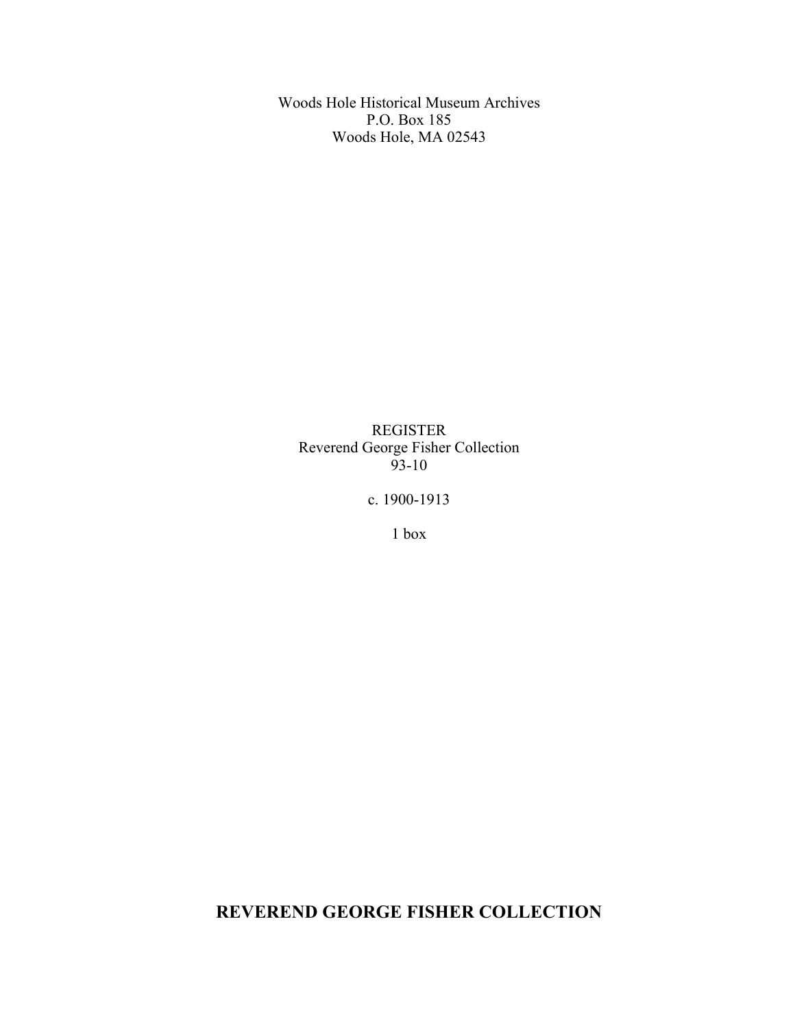Woods Hole Historical Museum Archives
P.O. Box 185
Woods Hole, MA 02543

REGISTER
Reverend George Fisher Collection
93-10

c. 1900-1913

1 box

# REVEREND GEORGE FISHER COLLECTION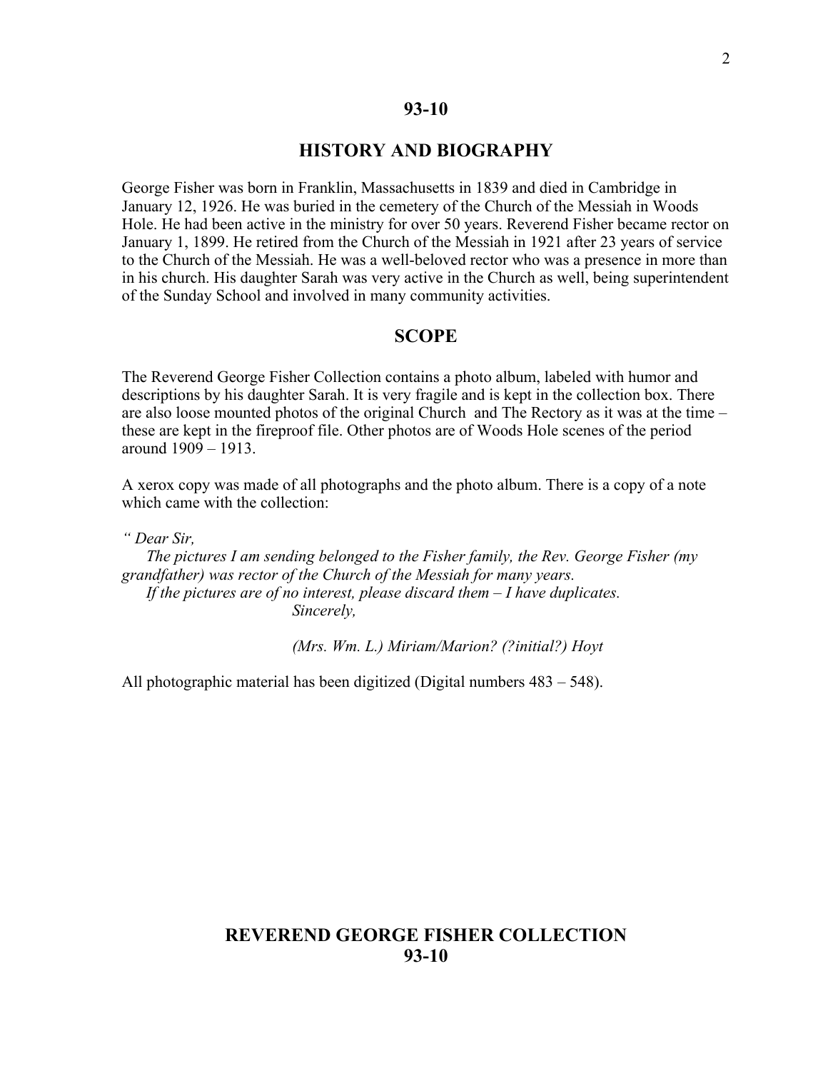## 93-10

## HISTORY AND BIOGRAPHY

George Fisher was born in Franklin, Massachusetts in 1839 and died in Cambridge in January 12, 1926. He was buried in the cemetery of the Church of the Messiah in Woods Hole. He had been active in the ministry for over 50 years. Reverend Fisher became rector on January 1, 1899. He retired from the Church of the Messiah in 1921 after 23 years of service to the Church of the Messiah. He was a well-beloved rector who was a presence in more than in his church. His daughter Sarah was very active in the Church as well, being superintendent of the Sunday School and involved in many community activities.

## SCOPE

The Reverend George Fisher Collection contains a photo album, labeled with humor and descriptions by his daughter Sarah. It is very fragile and is kept in the collection box. There are also loose mounted photos of the original Church and The Rectory as it was at the time – these are kept in the fireproof file. Other photos are of Woods Hole scenes of the period around 1909 – 1913.

A xerox copy was made of all photographs and the photo album. There is a copy of a note which came with the collection:

*" Dear Sir,*

*The pictures I am sending belonged to the Fisher family, the Rev. George Fisher (my grandfather) was rector of the Church of the Messiah for many years.*

*If the pictures are of no interest, please discard them – I have duplicates.*

*Sincerely,*

*(Mrs. Wm. L.) Miriam/Marion? (?initial?) Hoyt*

All photographic material has been digitized (Digital numbers 483 – 548).

## REVEREND GEORGE FISHER COLLECTION
## 93-10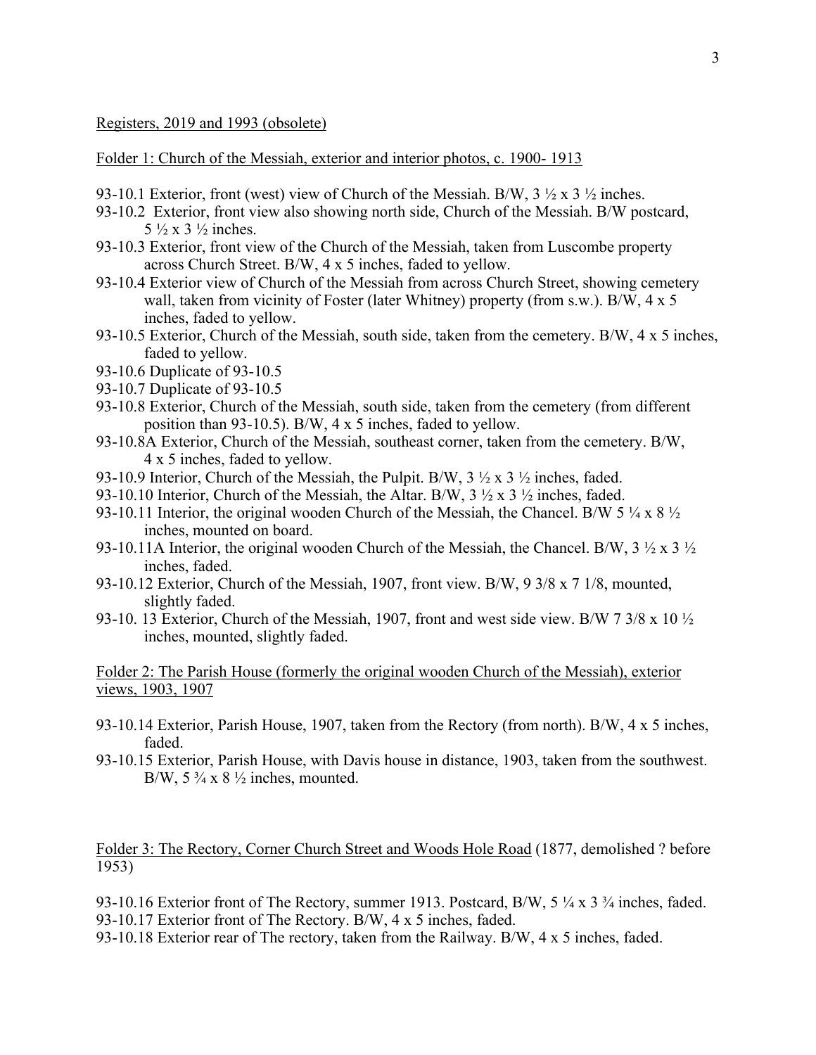Registers, 2019 and 1993 (obsolete)

Folder 1: Church of the Messiah, exterior and interior photos, c. 1900- 1913

93-10.1 Exterior, front (west) view of Church of the Messiah. B/W, 3 ½ x 3 ½ inches.
93-10.2 Exterior, front view also showing north side, Church of the Messiah. B/W postcard, 5 ½ x 3 ½ inches.
93-10.3 Exterior, front view of the Church of the Messiah, taken from Luscombe property across Church Street. B/W, 4 x 5 inches, faded to yellow.
93-10.4 Exterior view of Church of the Messiah from across Church Street, showing cemetery wall, taken from vicinity of Foster (later Whitney) property (from s.w.). B/W, 4 x 5 inches, faded to yellow.
93-10.5 Exterior, Church of the Messiah, south side, taken from the cemetery. B/W, 4 x 5 inches, faded to yellow.
93-10.6 Duplicate of 93-10.5
93-10.7 Duplicate of 93-10.5
93-10.8 Exterior, Church of the Messiah, south side, taken from the cemetery (from different position than 93-10.5). B/W, 4 x 5 inches, faded to yellow.
93-10.8A Exterior, Church of the Messiah, southeast corner, taken from the cemetery. B/W, 4 x 5 inches, faded to yellow.
93-10.9 Interior, Church of the Messiah, the Pulpit. B/W, 3 ½ x 3 ½ inches, faded.
93-10.10 Interior, Church of the Messiah, the Altar. B/W, 3 ½ x 3 ½ inches, faded.
93-10.11 Interior, the original wooden Church of the Messiah, the Chancel. B/W 5 ¼ x 8 ½ inches, mounted on board.
93-10.11A Interior, the original wooden Church of the Messiah, the Chancel. B/W, 3 ½ x 3 ½ inches, faded.
93-10.12 Exterior, Church of the Messiah, 1907, front view. B/W, 9 3/8 x 7 1/8, mounted, slightly faded.
93-10. 13 Exterior, Church of the Messiah, 1907, front and west side view. B/W 7 3/8 x 10 ½ inches, mounted, slightly faded.

Folder 2: The Parish House (formerly the original wooden Church of the Messiah), exterior views, 1903, 1907

93-10.14 Exterior, Parish House, 1907, taken from the Rectory (from north). B/W, 4 x 5 inches, faded.
93-10.15 Exterior, Parish House, with Davis house in distance, 1903, taken from the southwest. B/W, 5 ¾ x 8 ½ inches, mounted.

Folder 3: The Rectory, Corner Church Street and Woods Hole Road (1877, demolished ? before 1953)

93-10.16 Exterior front of The Rectory, summer 1913. Postcard, B/W, 5 ¼ x 3 ¾ inches, faded.
93-10.17 Exterior front of The Rectory. B/W, 4 x 5 inches, faded.
93-10.18 Exterior rear of The rectory, taken from the Railway. B/W, 4 x 5 inches, faded.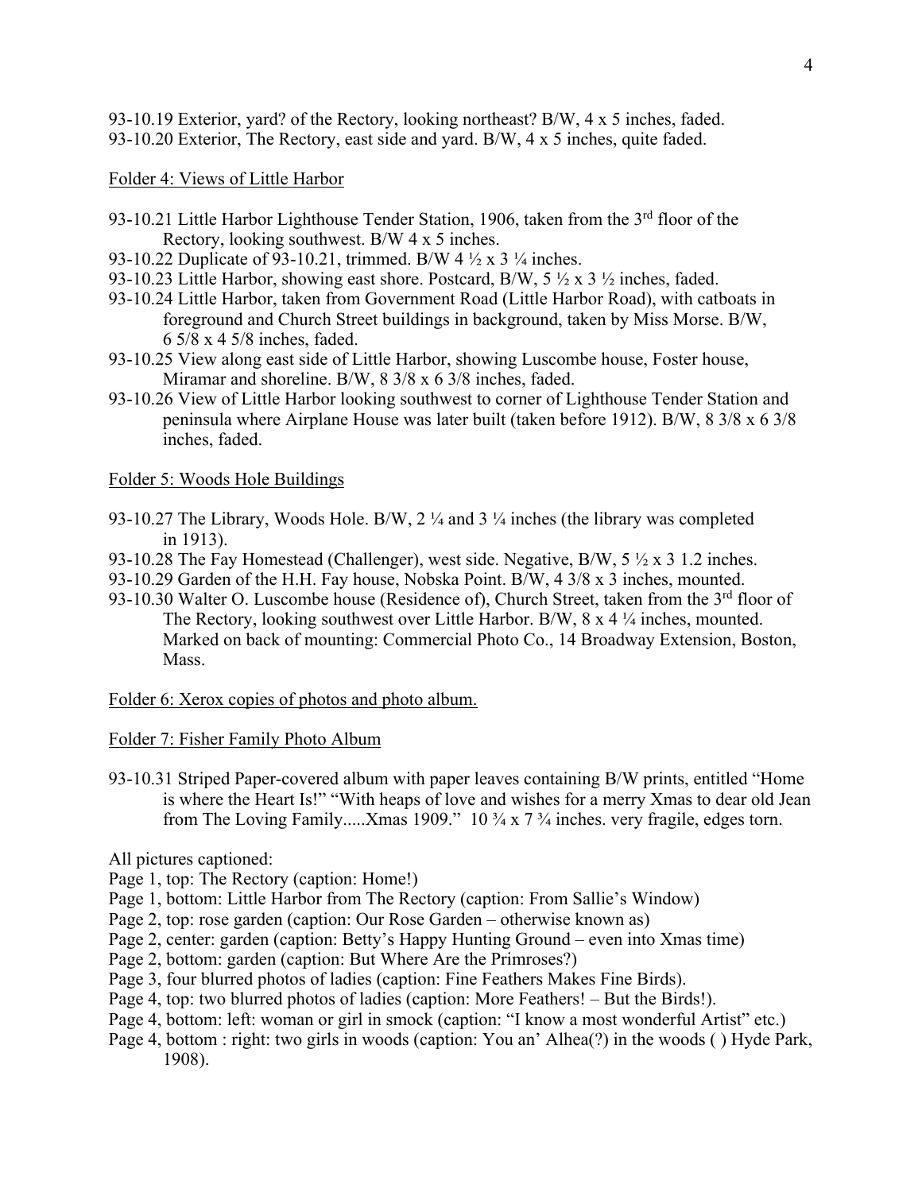93-10.19 Exterior, yard? of the Rectory, looking northeast? B/W, 4 x 5 inches, faded.
93-10.20 Exterior, The Rectory, east side and yard. B/W, 4 x 5 inches, quite faded.

Folder 4: Views of Little Harbor

93-10.21 Little Harbor Lighthouse Tender Station, 1906, taken from the 3rd floor of the Rectory, looking southwest. B/W 4 x 5 inches.
93-10.22 Duplicate of 93-10.21, trimmed. B/W 4 ½ x 3 ¼ inches.
93-10.23 Little Harbor, showing east shore. Postcard, B/W, 5 ½ x 3 ½ inches, faded.
93-10.24 Little Harbor, taken from Government Road (Little Harbor Road), with catboats in foreground and Church Street buildings in background, taken by Miss Morse. B/W, 6 5/8 x 4 5/8 inches, faded.
93-10.25 View along east side of Little Harbor, showing Luscombe house, Foster house, Miramar and shoreline. B/W, 8 3/8 x 6 3/8 inches, faded.
93-10.26 View of Little Harbor looking southwest to corner of Lighthouse Tender Station and peninsula where Airplane House was later built (taken before 1912). B/W, 8 3/8 x 6 3/8 inches, faded.

Folder 5: Woods Hole Buildings

93-10.27 The Library, Woods Hole. B/W, 2 ¼ and 3 ¼ inches (the library was completed in 1913).
93-10.28 The Fay Homestead (Challenger), west side. Negative, B/W, 5 ½ x 3 1.2 inches.
93-10.29 Garden of the H.H. Fay house, Nobska Point. B/W, 4 3/8 x 3 inches, mounted.
93-10.30 Walter O. Luscombe house (Residence of), Church Street, taken from the 3rd floor of The Rectory, looking southwest over Little Harbor. B/W, 8 x 4 ¼ inches, mounted. Marked on back of mounting: Commercial Photo Co., 14 Broadway Extension, Boston, Mass.

Folder 6: Xerox copies of photos and photo album.

Folder 7: Fisher Family Photo Album

93-10.31 Striped Paper-covered album with paper leaves containing B/W prints, entitled "Home is where the Heart Is!" "With heaps of love and wishes for a merry Xmas to dear old Jean from The Loving Family.....Xmas 1909." 10 ¾ x 7 ¾ inches. very fragile, edges torn.

All pictures captioned:
Page 1, top: The Rectory (caption: Home!)
Page 1, bottom: Little Harbor from The Rectory (caption: From Sallie's Window)
Page 2, top: rose garden (caption: Our Rose Garden – otherwise known as)
Page 2, center: garden (caption: Betty's Happy Hunting Ground – even into Xmas time)
Page 2, bottom: garden (caption: But Where Are the Primroses?)
Page 3, four blurred photos of ladies (caption: Fine Feathers Makes Fine Birds).
Page 4, top: two blurred photos of ladies (caption: More Feathers! – But the Birds!).
Page 4, bottom: left: woman or girl in smock (caption: "I know a most wonderful Artist" etc.)
Page 4, bottom : right: two girls in woods (caption: You an' Alhea(?) in the woods ( ) Hyde Park, 1908).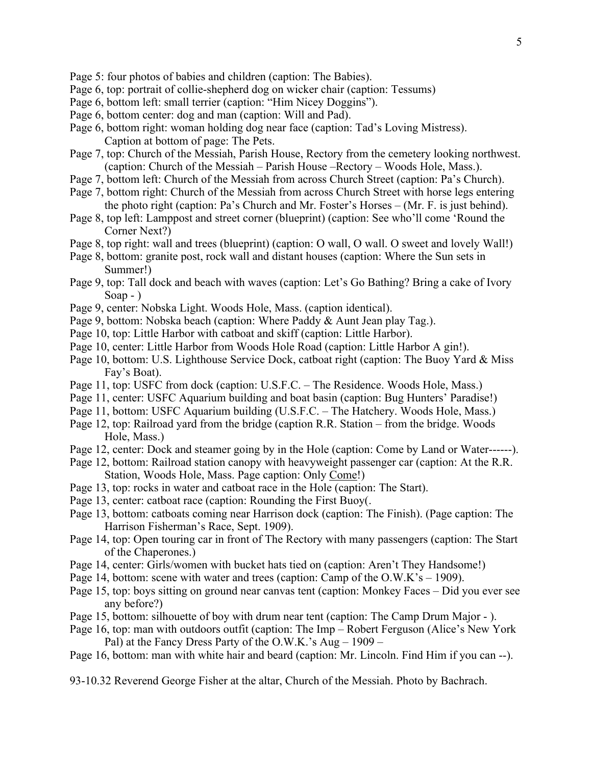Page 5: four photos of babies and children (caption: The Babies).
Page 6, top: portrait of collie-shepherd dog on wicker chair (caption: Tessums)
Page 6, bottom left: small terrier (caption: "Him Nicey Doggins").
Page 6, bottom center: dog and man (caption: Will and Pad).
Page 6, bottom right: woman holding dog near face (caption: Tad's Loving Mistress).
    Caption at bottom of page: The Pets.
Page 7, top: Church of the Messiah, Parish House, Rectory from the cemetery looking northwest. (caption: Church of the Messiah – Parish House –Rectory – Woods Hole, Mass.).
Page 7, bottom left: Church of the Messiah from across Church Street (caption: Pa's Church).
Page 7, bottom right: Church of the Messiah from across Church Street with horse legs entering the photo right (caption: Pa's Church and Mr. Foster's Horses – (Mr. F. is just behind).
Page 8, top left: Lamppost and street corner (blueprint) (caption: See who'll come 'Round the Corner Next?)
Page 8, top right: wall and trees (blueprint) (caption: O wall, O wall. O sweet and lovely Wall!)
Page 8, bottom: granite post, rock wall and distant houses (caption: Where the Sun sets in Summer!)
Page 9, top: Tall dock and beach with waves (caption: Let's Go Bathing? Bring a cake of Ivory Soap - )
Page 9, center: Nobska Light. Woods Hole, Mass. (caption identical).
Page 9, bottom: Nobska beach (caption: Where Paddy & Aunt Jean play Tag.).
Page 10, top: Little Harbor with catboat and skiff (caption: Little Harbor).
Page 10, center: Little Harbor from Woods Hole Road (caption: Little Harbor A gin!).
Page 10, bottom: U.S. Lighthouse Service Dock, catboat right (caption: The Buoy Yard & Miss Fay's Boat).
Page 11, top: USFC from dock (caption: U.S.F.C. – The Residence. Woods Hole, Mass.)
Page 11, center: USFC Aquarium building and boat basin (caption: Bug Hunters' Paradise!)
Page 11, bottom: USFC Aquarium building (U.S.F.C. – The Hatchery. Woods Hole, Mass.)
Page 12, top: Railroad yard from the bridge (caption R.R. Station – from the bridge. Woods Hole, Mass.)
Page 12, center: Dock and steamer going by in the Hole (caption: Come by Land or Water------).
Page 12, bottom: Railroad station canopy with heavyweight passenger car (caption: At the R.R. Station, Woods Hole, Mass. Page caption: Only <u>Come</u>!)
Page 13, top: rocks in water and catboat race in the Hole (caption: The Start).
Page 13, center: catboat race (caption: Rounding the First Buoy(.
Page 13, bottom: catboats coming near Harrison dock (caption: The Finish). (Page caption: The Harrison Fisherman's Race, Sept. 1909).
Page 14, top: Open touring car in front of The Rectory with many passengers (caption: The Start of the Chaperones.)
Page 14, center: Girls/women with bucket hats tied on (caption: Aren't They Handsome!)
Page 14, bottom: scene with water and trees (caption: Camp of the O.W.K's – 1909).
Page 15, top: boys sitting on ground near canvas tent (caption: Monkey Faces – Did you ever see any before?)
Page 15, bottom: silhouette of boy with drum near tent (caption: The Camp Drum Major - ).
Page 16, top: man with outdoors outfit (caption: The Imp – Robert Ferguson (Alice's New York Pal) at the Fancy Dress Party of the O.W.K.'s Aug – 1909 –
Page 16, bottom: man with white hair and beard (caption: Mr. Lincoln. Find Him if you can --).

93-10.32 Reverend George Fisher at the altar, Church of the Messiah. Photo by Bachrach.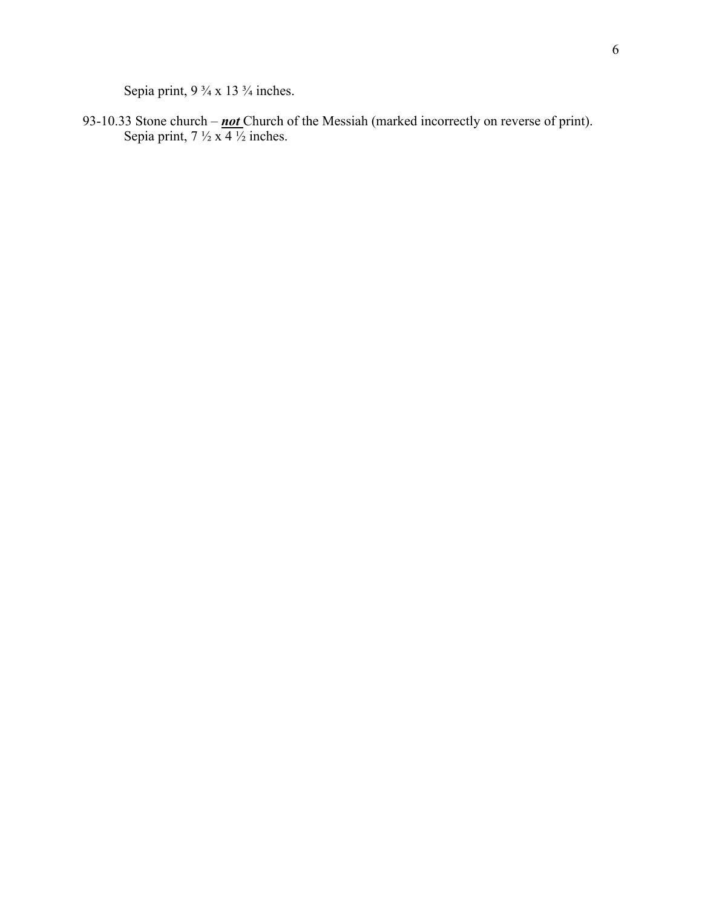Sepia print, 9 ¾ x 13 ¾ inches.

93-10.33 Stone church – ***not*** Church of the Messiah (marked incorrectly on reverse of print).
Sepia print, 7 ½ x 4 ½ inches.